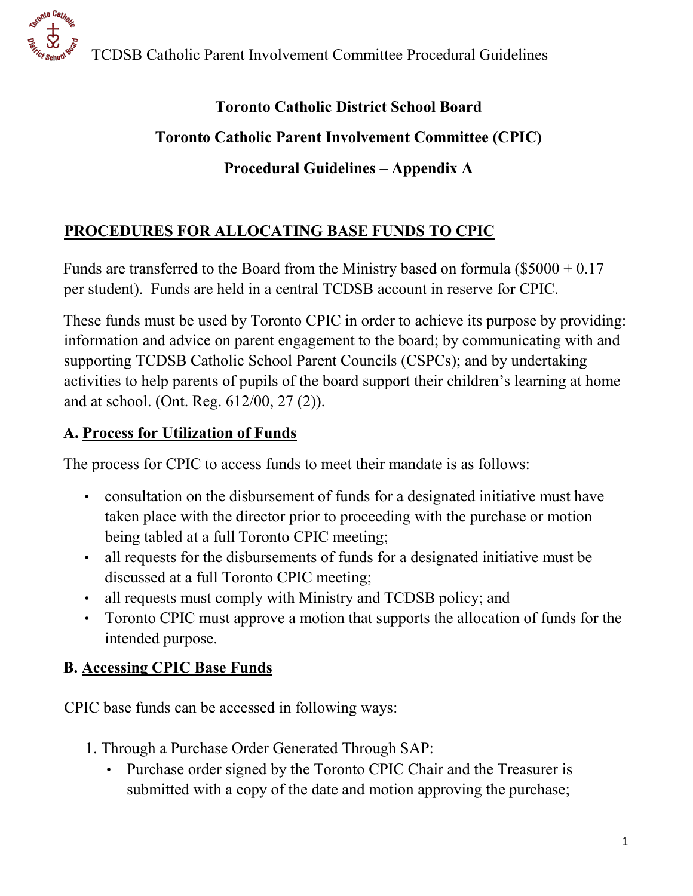# Toronto Catholic District School Board

## Toronto Catholic Parent Involvement Committee (CPIC)

## Procedural Guidelines – Appendix A

## PROCEDURES FOR ALLOCATING BASE FUNDS TO CPIC

Funds are transferred to the Board from the Ministry based on formula ($5000 + 0.17 per student). Funds are held in a central TCDSB account in reserve for CPIC.

These funds must be used by Toronto CPIC in order to achieve its purpose by providing: information and advice on parent engagement to the board; by communicating with and supporting TCDSB Catholic School Parent Councils (CSPCs); and by undertaking activities to help parents of pupils of the board support their children's learning at home and at school. (Ont. Reg. 612/00, 27 (2)).

### A. Process for Utilization of Funds

The process for CPIC to access funds to meet their mandate is as follows:

- consultation on the disbursement of funds for a designated initiative must have taken place with the director prior to proceeding with the purchase or motion being tabled at a full Toronto CPIC meeting;
- all requests for the disbursements of funds for a designated initiative must be discussed at a full Toronto CPIC meeting;
- all requests must comply with Ministry and TCDSB policy; and
- Toronto CPIC must approve a motion that supports the allocation of funds for the intended purpose.

### B. Accessing CPIC Base Funds

CPIC base funds can be accessed in following ways:

1. Through a Purchase Order Generated Through SAP:
   - Purchase order signed by the Toronto CPIC Chair and the Treasurer is submitted with a copy of the date and motion approving the purchase;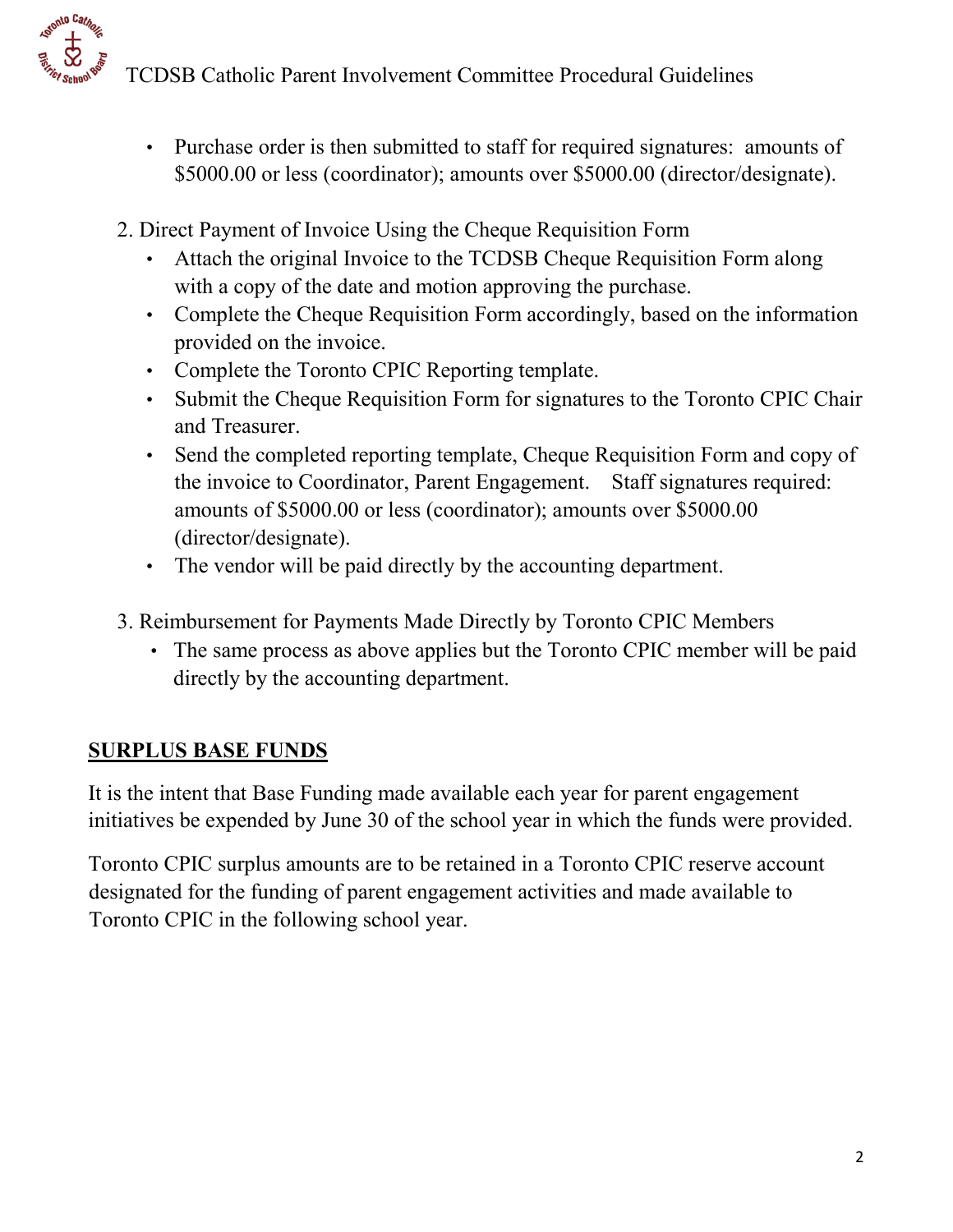- Purchase order is then submitted to staff for required signatures: amounts of $5000.00 or less (coordinator); amounts over $5000.00 (director/designate).

2. Direct Payment of Invoice Using the Cheque Requisition Form
   - Attach the original Invoice to the TCDSB Cheque Requisition Form along with a copy of the date and motion approving the purchase.
   - Complete the Cheque Requisition Form accordingly, based on the information provided on the invoice.
   - Complete the Toronto CPIC Reporting template.
   - Submit the Cheque Requisition Form for signatures to the Toronto CPIC Chair and Treasurer.
   - Send the completed reporting template, Cheque Requisition Form and copy of the invoice to Coordinator, Parent Engagement. Staff signatures required: amounts of $5000.00 or less (coordinator); amounts over $5000.00 (director/designate).
   - The vendor will be paid directly by the accounting department.

3. Reimbursement for Payments Made Directly by Toronto CPIC Members
   - The same process as above applies but the Toronto CPIC member will be paid directly by the accounting department.

**SURPLUS BASE FUNDS**

It is the intent that Base Funding made available each year for parent engagement initiatives be expended by June 30 of the school year in which the funds were provided.

Toronto CPIC surplus amounts are to be retained in a Toronto CPIC reserve account designated for the funding of parent engagement activities and made available to Toronto CPIC in the following school year.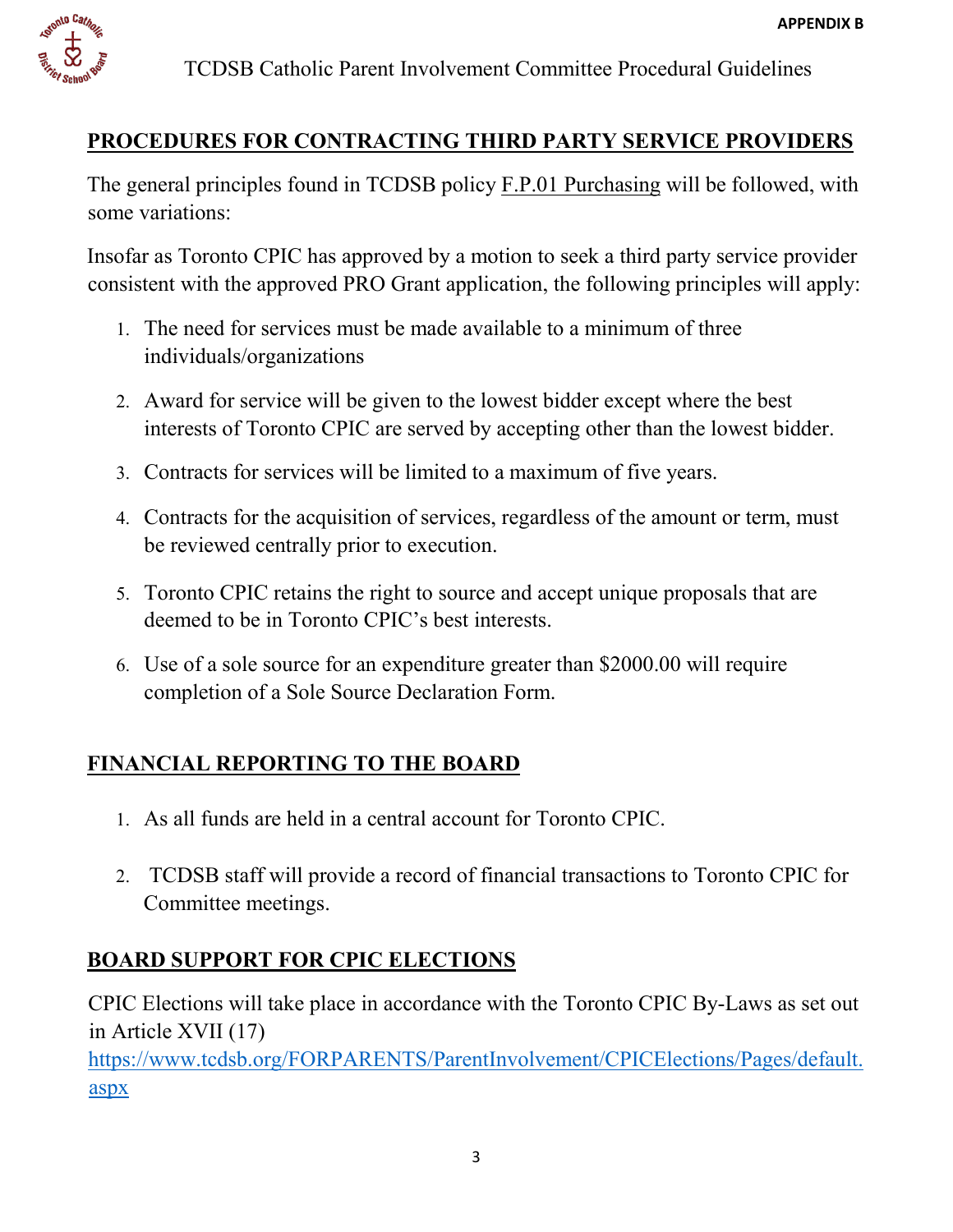## PROCEDURES FOR CONTRACTING THIRD PARTY SERVICE PROVIDERS

The general principles found in TCDSB policy F.P.01 Purchasing will be followed, with some variations:

Insofar as Toronto CPIC has approved by a motion to seek a third party service provider consistent with the approved PRO Grant application, the following principles will apply:

1. The need for services must be made available to a minimum of three individuals/organizations
2. Award for service will be given to the lowest bidder except where the best interests of Toronto CPIC are served by accepting other than the lowest bidder.
3. Contracts for services will be limited to a maximum of five years.
4. Contracts for the acquisition of services, regardless of the amount or term, must be reviewed centrally prior to execution.
5. Toronto CPIC retains the right to source and accept unique proposals that are deemed to be in Toronto CPIC's best interests.
6. Use of a sole source for an expenditure greater than $2000.00 will require completion of a Sole Source Declaration Form.

## FINANCIAL REPORTING TO THE BOARD

1. As all funds are held in a central account for Toronto CPIC.
2. TCDSB staff will provide a record of financial transactions to Toronto CPIC for Committee meetings.

## BOARD SUPPORT FOR CPIC ELECTIONS

CPIC Elections will take place in accordance with the Toronto CPIC By-Laws as set out in Article XVII (17)
https://www.tcdsb.org/FORPARENTS/ParentInvolvement/CPICElections/Pages/default.aspx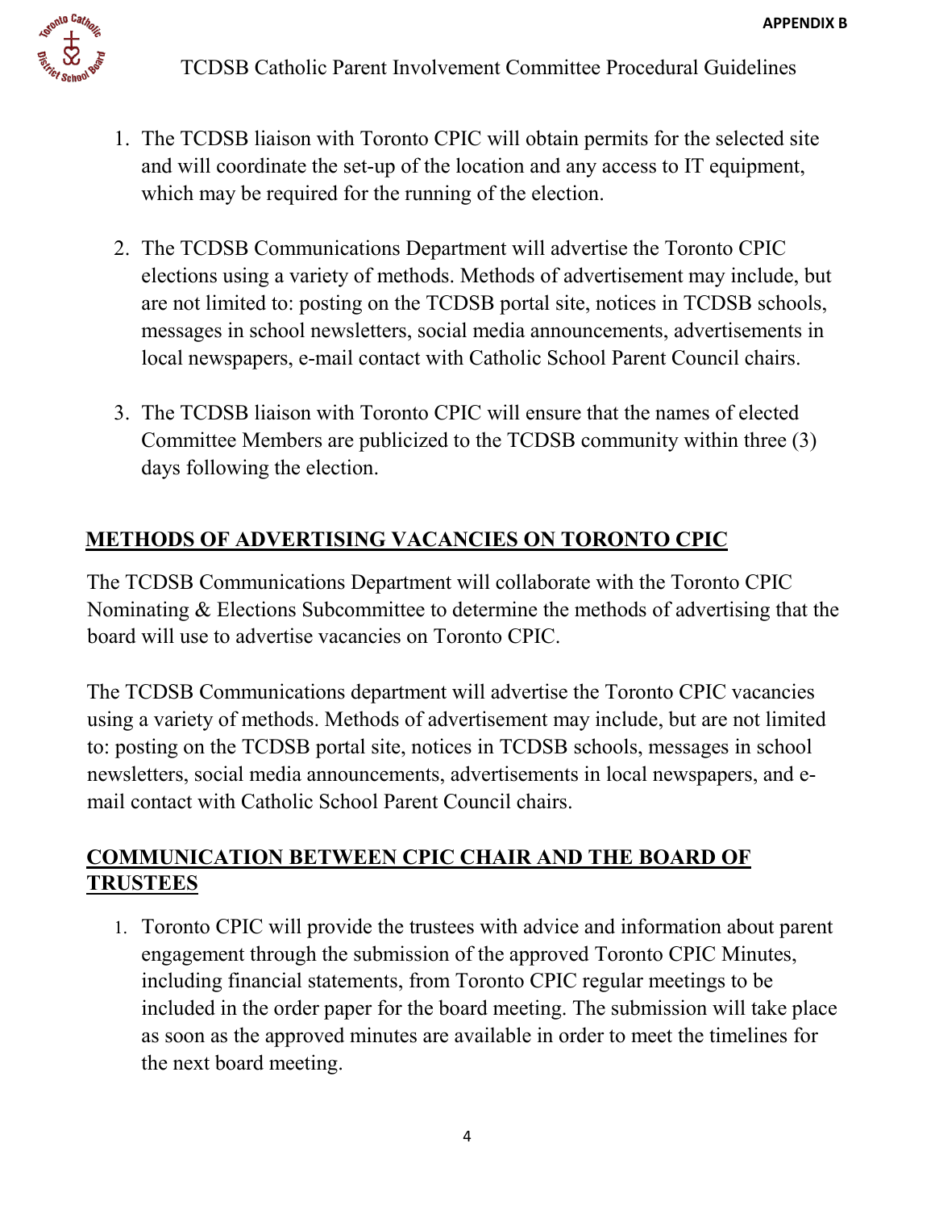1. The TCDSB liaison with Toronto CPIC will obtain permits for the selected site and will coordinate the set-up of the location and any access to IT equipment, which may be required for the running of the election.

2. The TCDSB Communications Department will advertise the Toronto CPIC elections using a variety of methods. Methods of advertisement may include, but are not limited to: posting on the TCDSB portal site, notices in TCDSB schools, messages in school newsletters, social media announcements, advertisements in local newspapers, e-mail contact with Catholic School Parent Council chairs.

3. The TCDSB liaison with Toronto CPIC will ensure that the names of elected Committee Members are publicized to the TCDSB community within three (3) days following the election.

## METHODS OF ADVERTISING VACANCIES ON TORONTO CPIC

The TCDSB Communications Department will collaborate with the Toronto CPIC Nominating & Elections Subcommittee to determine the methods of advertising that the board will use to advertise vacancies on Toronto CPIC.

The TCDSB Communications department will advertise the Toronto CPIC vacancies using a variety of methods. Methods of advertisement may include, but are not limited to: posting on the TCDSB portal site, notices in TCDSB schools, messages in school newsletters, social media announcements, advertisements in local newspapers, and e-mail contact with Catholic School Parent Council chairs.

## COMMUNICATION BETWEEN CPIC CHAIR AND THE BOARD OF TRUSTEES

1. Toronto CPIC will provide the trustees with advice and information about parent engagement through the submission of the approved Toronto CPIC Minutes, including financial statements, from Toronto CPIC regular meetings to be included in the order paper for the board meeting. The submission will take place as soon as the approved minutes are available in order to meet the timelines for the next board meeting.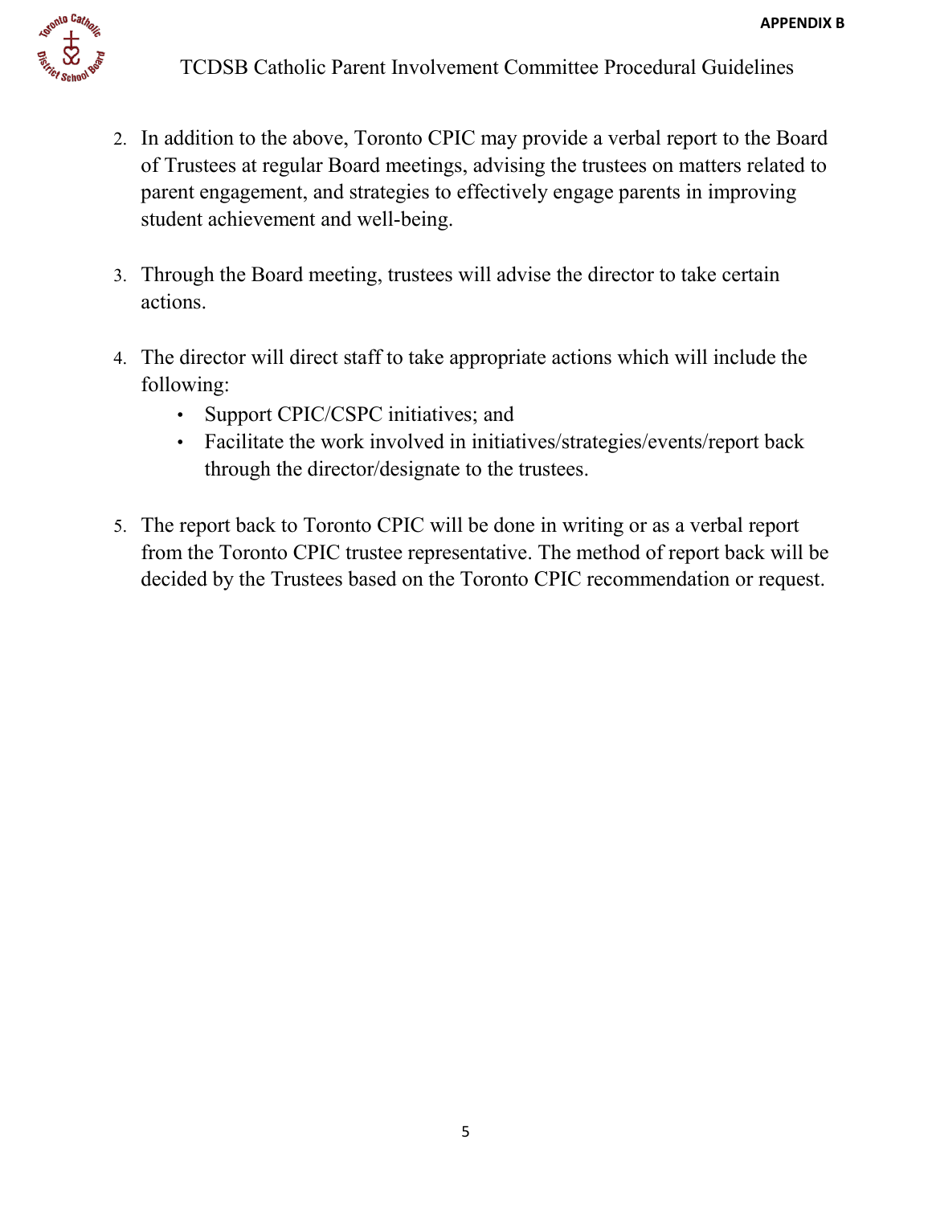2. In addition to the above, Toronto CPIC may provide a verbal report to the Board of Trustees at regular Board meetings, advising the trustees on matters related to parent engagement, and strategies to effectively engage parents in improving student achievement and well-being.

3. Through the Board meeting, trustees will advise the director to take certain actions.

4. The director will direct staff to take appropriate actions which will include the following:
   - Support CPIC/CSPC initiatives; and
   - Facilitate the work involved in initiatives/strategies/events/report back through the director/designate to the trustees.

5. The report back to Toronto CPIC will be done in writing or as a verbal report from the Toronto CPIC trustee representative. The method of report back will be decided by the Trustees based on the Toronto CPIC recommendation or request.